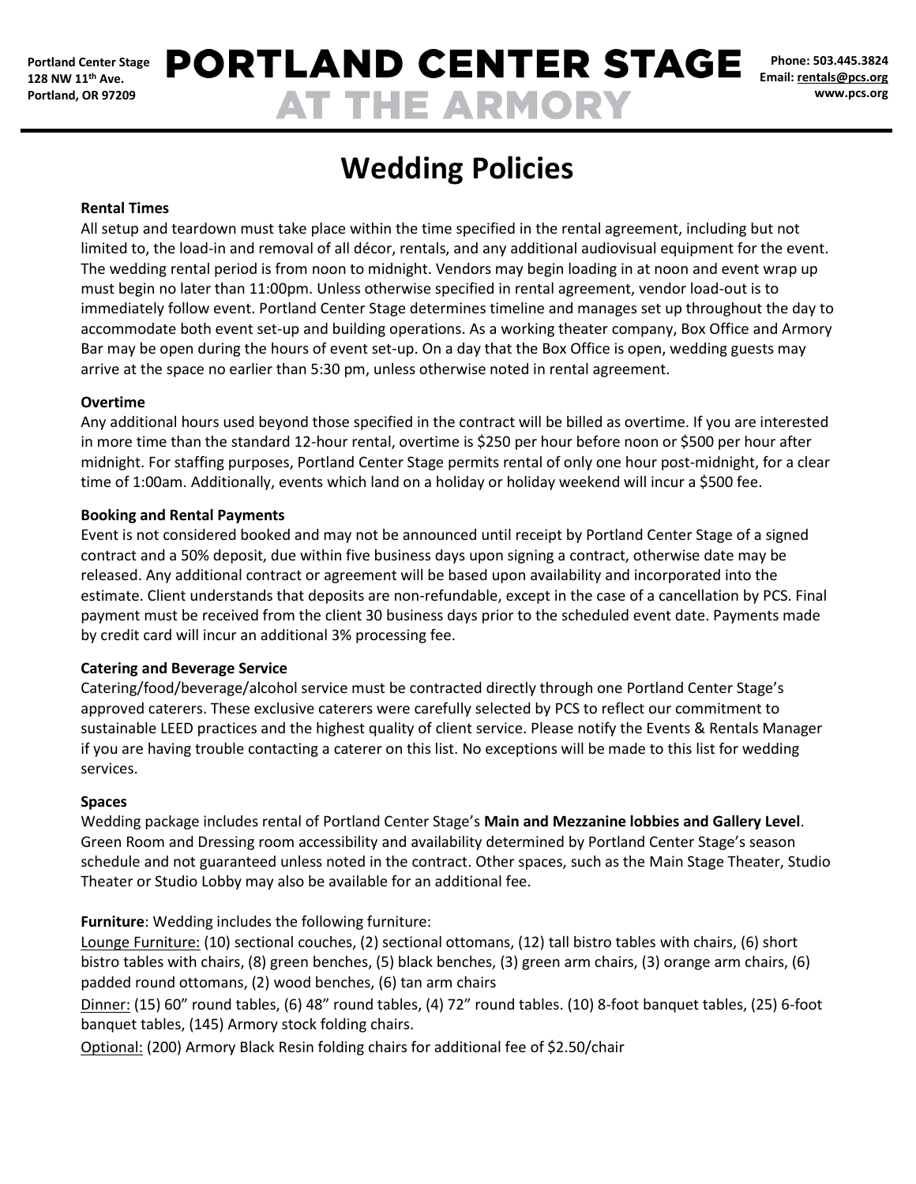Portland Center Stage
128 NW 11th Ave.
Portland, OR 97209

# PORTLAND CENTER STAGE AT THE ARMORY

Phone: 503.445.3824
Email: rentals@pcs.org
www.pcs.org

# Wedding Policies

**Rental Times**

All setup and teardown must take place within the time specified in the rental agreement, including but not limited to, the load-in and removal of all décor, rentals, and any additional audiovisual equipment for the event. The wedding rental period is from noon to midnight. Vendors may begin loading in at noon and event wrap up must begin no later than 11:00pm. Unless otherwise specified in rental agreement, vendor load-out is to immediately follow event. Portland Center Stage determines timeline and manages set up throughout the day to accommodate both event set-up and building operations. As a working theater company, Box Office and Armory Bar may be open during the hours of event set-up. On a day that the Box Office is open, wedding guests may arrive at the space no earlier than 5:30 pm, unless otherwise noted in rental agreement.

**Overtime**

Any additional hours used beyond those specified in the contract will be billed as overtime. If you are interested in more time than the standard 12-hour rental, overtime is $250 per hour before noon or $500 per hour after midnight. For staffing purposes, Portland Center Stage permits rental of only one hour post-midnight, for a clear time of 1:00am. Additionally, events which land on a holiday or holiday weekend will incur a $500 fee.

**Booking and Rental Payments**

Event is not considered booked and may not be announced until receipt by Portland Center Stage of a signed contract and a 50% deposit, due within five business days upon signing a contract, otherwise date may be released. Any additional contract or agreement will be based upon availability and incorporated into the estimate. Client understands that deposits are non-refundable, except in the case of a cancellation by PCS. Final payment must be received from the client 30 business days prior to the scheduled event date. Payments made by credit card will incur an additional 3% processing fee.

**Catering and Beverage Service**

Catering/food/beverage/alcohol service must be contracted directly through one Portland Center Stage's approved caterers. These exclusive caterers were carefully selected by PCS to reflect our commitment to sustainable LEED practices and the highest quality of client service. Please notify the Events & Rentals Manager if you are having trouble contacting a caterer on this list. No exceptions will be made to this list for wedding services.

**Spaces**

Wedding package includes rental of Portland Center Stage's **Main and Mezzanine lobbies and Gallery Level**. Green Room and Dressing room accessibility and availability determined by Portland Center Stage's season schedule and not guaranteed unless noted in the contract. Other spaces, such as the Main Stage Theater, Studio Theater or Studio Lobby may also be available for an additional fee.

**Furniture**: Wedding includes the following furniture:

Lounge Furniture: (10) sectional couches, (2) sectional ottomans, (12) tall bistro tables with chairs, (6) short bistro tables with chairs, (8) green benches, (5) black benches, (3) green arm chairs, (3) orange arm chairs, (6) padded round ottomans, (2) wood benches, (6) tan arm chairs

Dinner: (15) 60" round tables, (6) 48" round tables, (4) 72" round tables. (10) 8-foot banquet tables, (25) 6-foot banquet tables, (145) Armory stock folding chairs.

Optional: (200) Armory Black Resin folding chairs for additional fee of $2.50/chair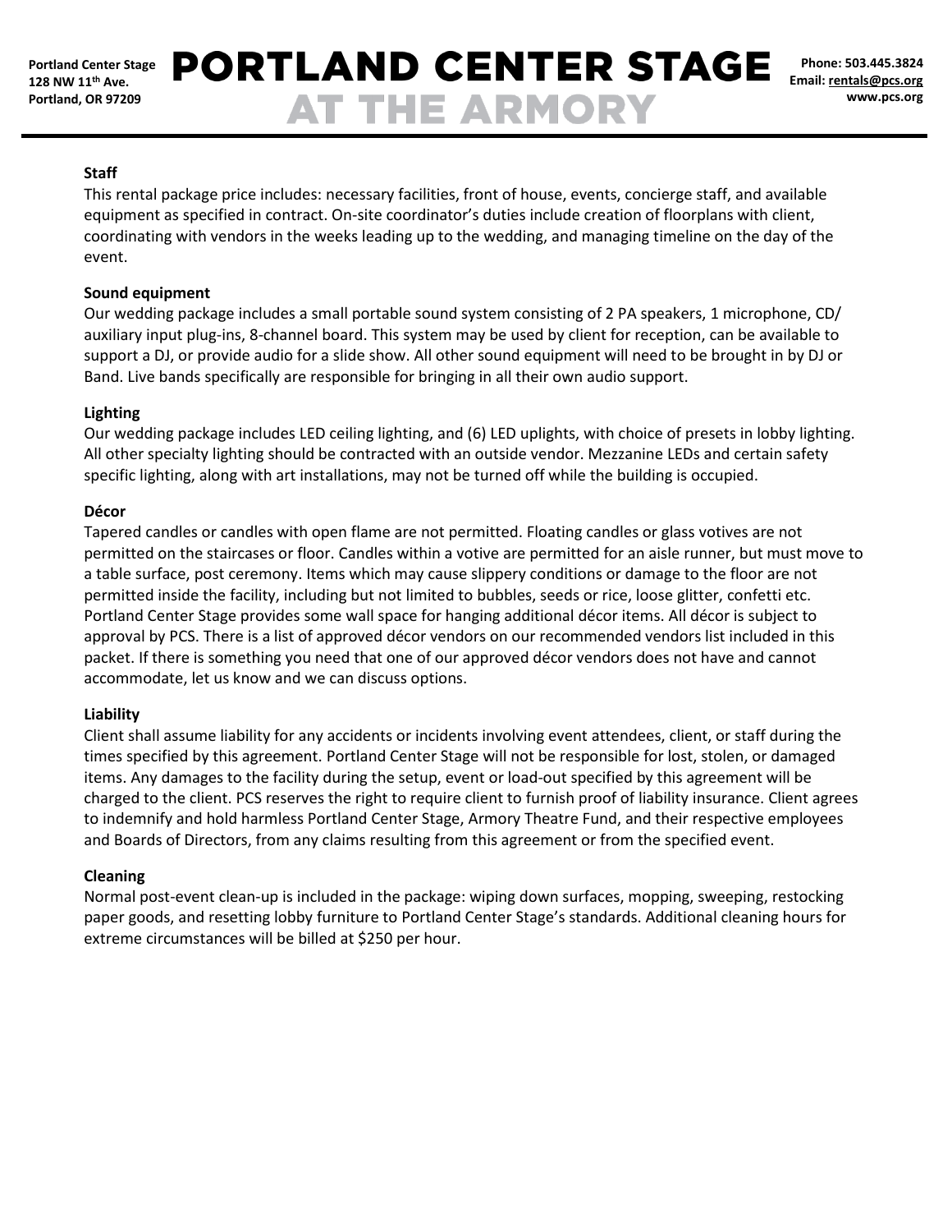### Staff

This rental package price includes: necessary facilities, front of house, events, concierge staff, and available equipment as specified in contract. On-site coordinator's duties include creation of floorplans with client, coordinating with vendors in the weeks leading up to the wedding, and managing timeline on the day of the event.

### Sound equipment

Our wedding package includes a small portable sound system consisting of 2 PA speakers, 1 microphone, CD/ auxiliary input plug-ins, 8-channel board. This system may be used by client for reception, can be available to support a DJ, or provide audio for a slide show. All other sound equipment will need to be brought in by DJ or Band. Live bands specifically are responsible for bringing in all their own audio support.

### Lighting

Our wedding package includes LED ceiling lighting, and (6) LED uplights, with choice of presets in lobby lighting. All other specialty lighting should be contracted with an outside vendor. Mezzanine LEDs and certain safety specific lighting, along with art installations, may not be turned off while the building is occupied.

### Décor

Tapered candles or candles with open flame are not permitted. Floating candles or glass votives are not permitted on the staircases or floor. Candles within a votive are permitted for an aisle runner, but must move to a table surface, post ceremony. Items which may cause slippery conditions or damage to the floor are not permitted inside the facility, including but not limited to bubbles, seeds or rice, loose glitter, confetti etc. Portland Center Stage provides some wall space for hanging additional décor items. All décor is subject to approval by PCS. There is a list of approved décor vendors on our recommended vendors list included in this packet. If there is something you need that one of our approved décor vendors does not have and cannot accommodate, let us know and we can discuss options.

### Liability

Client shall assume liability for any accidents or incidents involving event attendees, client, or staff during the times specified by this agreement. Portland Center Stage will not be responsible for lost, stolen, or damaged items. Any damages to the facility during the setup, event or load-out specified by this agreement will be charged to the client. PCS reserves the right to require client to furnish proof of liability insurance. Client agrees to indemnify and hold harmless Portland Center Stage, Armory Theatre Fund, and their respective employees and Boards of Directors, from any claims resulting from this agreement or from the specified event.

### Cleaning

Normal post-event clean-up is included in the package: wiping down surfaces, mopping, sweeping, restocking paper goods, and resetting lobby furniture to Portland Center Stage's standards. Additional cleaning hours for extreme circumstances will be billed at $250 per hour.